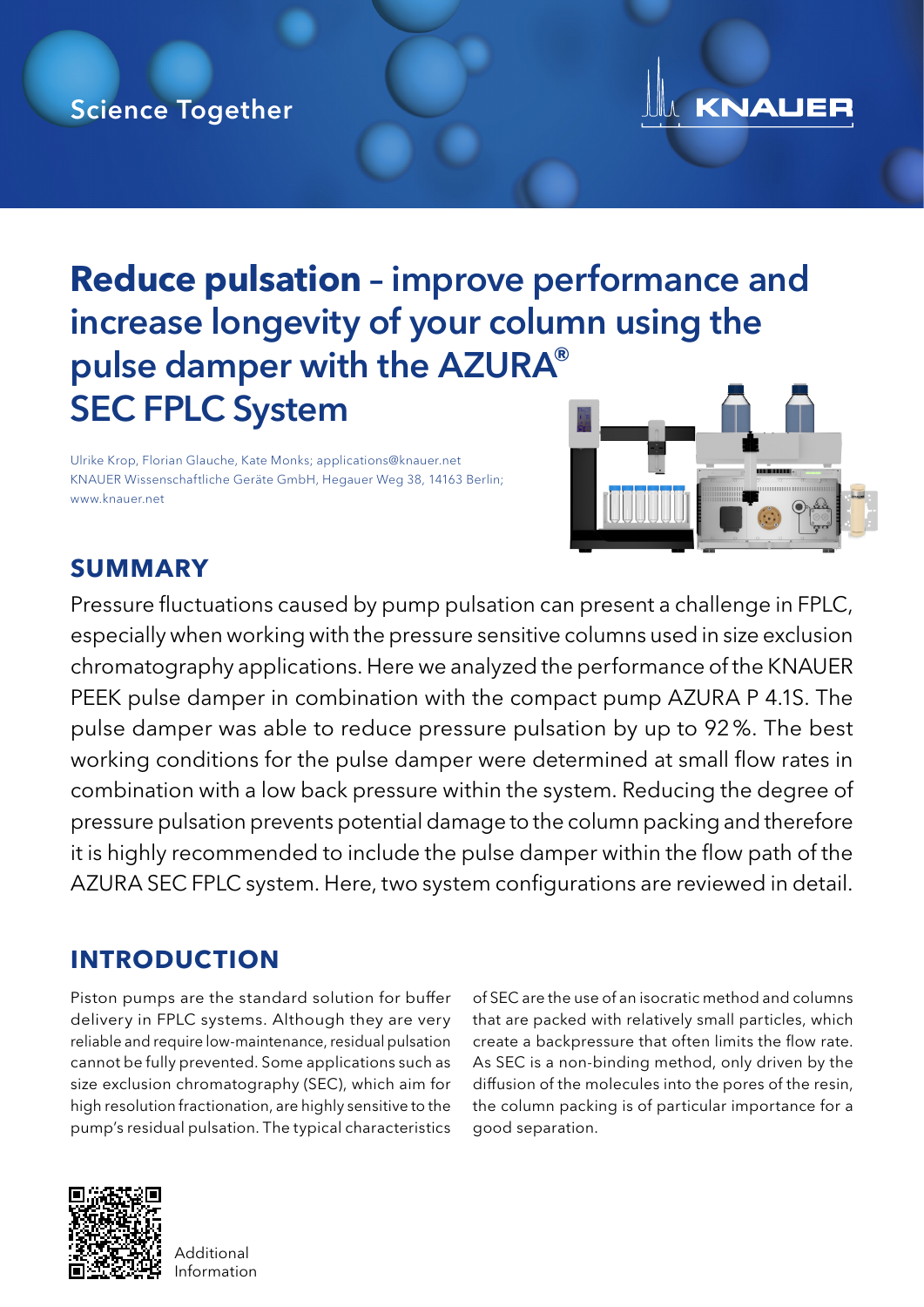Science Together

# **Reduce pulsation** – improve performance and increase longevity of your column using the pulse damper with the AZURA® SEC FPLC System

Ulrike Krop, Florian Glauche, Kate Monks; applications@knauer.net
KNAUER Wissenschaftliche Geräte GmbH, Hegauer Weg 38, 14163 Berlin;
www.knauer.net

## SUMMARY

Pressure fluctuations caused by pump pulsation can present a challenge in FPLC, especially when working with the pressure sensitive columns used in size exclusion chromatography applications. Here we analyzed the performance of the KNAUER PEEK pulse damper in combination with the compact pump AZURA P 4.1S. The pulse damper was able to reduce pressure pulsation by up to 92 %. The best working conditions for the pulse damper were determined at small flow rates in combination with a low back pressure within the system. Reducing the degree of pressure pulsation prevents potential damage to the column packing and therefore it is highly recommended to include the pulse damper within the flow path of the AZURA SEC FPLC system. Here, two system configurations are reviewed in detail.

## INTRODUCTION

Piston pumps are the standard solution for buffer delivery in FPLC systems. Although they are very reliable and require low-maintenance, residual pulsation cannot be fully prevented. Some applications such as size exclusion chromatography (SEC), which aim for high resolution fractionation, are highly sensitive to the pump's residual pulsation. The typical characteristics of SEC are the use of an isocratic method and columns that are packed with relatively small particles, which create a backpressure that often limits the flow rate. As SEC is a non-binding method, only driven by the diffusion of the molecules into the pores of the resin, the column packing is of particular importance for a good separation.

Additional Information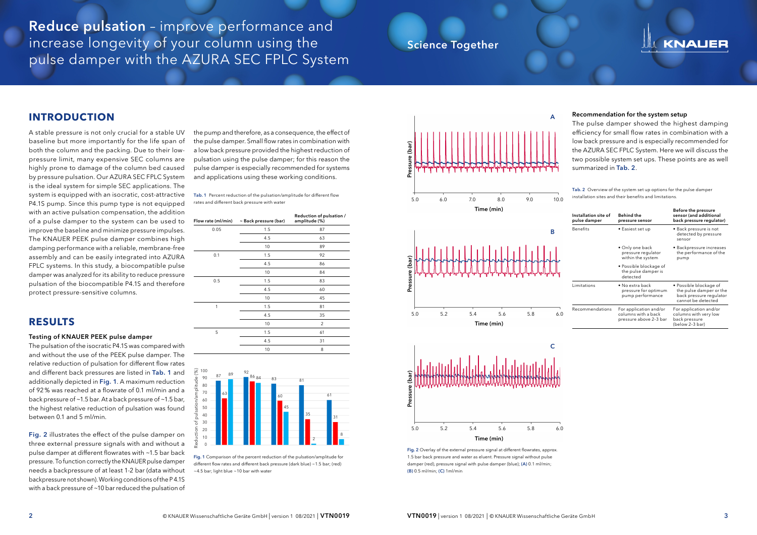# Reduce pulsation – improve performance and increase longevity of your column using the pulse damper with the AZURA SEC FPLC System

## INTRODUCTION

A stable pressure is not only crucial for a stable UV baseline but more importantly for the life span of both the column and the packing. Due to their low-pressure limit, many expensive SEC columns are highly prone to damage of the column bed caused by pressure pulsation. Our AZURA SEC FPLC System is the ideal system for simple SEC applications. The system is equipped with an isocratic, cost-attractive P4.1S pump. Since this pump type is not equipped with an active pulsation compensation, the addition of a pulse damper to the system can be used to improve the baseline and minimize pressure impulses. The KNAUER PEEK pulse damper combines high damping performance with a reliable, membrane-free assembly and can be easily integrated into AZURA FPLC systems. In this study, a biocompatible pulse damper was analyzed for its ability to reduce pressure pulsation of the biocompatible P4.1S and therefore protect pressure-sensitive columns.

## RESULTS

### Testing of KNAUER PEEK pulse damper

The pulsation of the isocratic P4.1S was compared with and without the use of the PEEK pulse damper. The relative reduction of pulsation for different flow rates and different back pressures are listed in Tab. 1 and additionally depicted in Fig. 1. A maximum reduction of 92% was reached at a flowrate of 0.1 ml/min and a back pressure of ~1.5 bar. At a back pressure of ~1.5 bar, the highest relative reduction of pulsation was found between 0.1 and 5 ml/min.

Fig. 2 illustrates the effect of the pulse damper on three external pressure signals with and without a pulse damper at different flowrates with ~1.5 bar back pressure. To function correctly the KNAUER pulse damper needs a backpressure of at least 1-2 bar (data without backpressure not shown). Working conditions of the P4.1S with a back pressure of ~10 bar reduced the pulsation of the pump and therefore, as a consequence, the effect of the pulse damper. Small flow rates in combination with a low back pressure provided the highest reduction of pulsation using the pulse damper; for this reason the pulse damper is especially recommended for systems and applications using these working conditions.

Tab. 1 Percent reduction of the pulsation/amplitude for different flow rates and different back pressure with water

| Flow rate (ml/min) | ~ Back pressure (bar) | Reduction of pulsation / amplitude (%) |
|---|---|---|
| 0.05 | 1.5 | 87 |
| | 4.5 | 63 |
| | 10 | 89 |
| 0.1 | 1.5 | 92 |
| | 4.5 | 86 |
| | 10 | 84 |
| 0.5 | 1.5 | 83 |
| | 4.5 | 60 |
| | 10 | 45 |
| 1 | 1.5 | 81 |
| | 4.5 | 35 |
| | 10 | 2 |
| 5 | 1.5 | 61 |
| | 4.5 | 31 |
| | 10 | 8 |

Fig. 1 Comparison of the percent reduction of the pulsation/amplitude for different flow rates and different back pressure (dark blue) ~1.5 bar; (red) ~4.5 bar; light blue ~10 bar with water

Fig. 2 Overlay of the external pressure signal at different flowrates, approx. 1.5 bar back pressure and water as eluent. Pressure signal without pulse damper (red), pressure signal with pulse damper (blue); (A) 0.1 ml/min; (B) 0.5 ml/min; (C) 1ml/min

### Recommendation for the system setup

The pulse damper showed the highest damping efficiency for small flow rates in combination with a low back pressure and is especially recommended for the AZURA SEC FPLC System. Here we will discuss the two possible system set ups. These points are as well summarized in Tab. 2.

Tab. 2 Overview of the system set up options for the pulse damper installation sites and their benefits and limitations.

| Installation site of pulse damper | Behind the pressure sensor | Before the pressure sensor (and additional back pressure regulator) |
|---|---|---|
| Benefits | • Easiest set up | • Back pressure is not detected by pressure sensor |
| | • Only one back pressure regulator within the system | • Backpressure increases the performance of the pump |
| | • Possible blockage of the pulse damper is detected | |
| Limitations | • No extra back pressure for optimum pump performance | • Possible blockage of the pulse damper or the back pressure regulator cannot be detected |
| Recommendations | For application and/or columns with a back pressure above 2-3 bar | For application and/or columns with very low back pressure (below 2-3 bar) |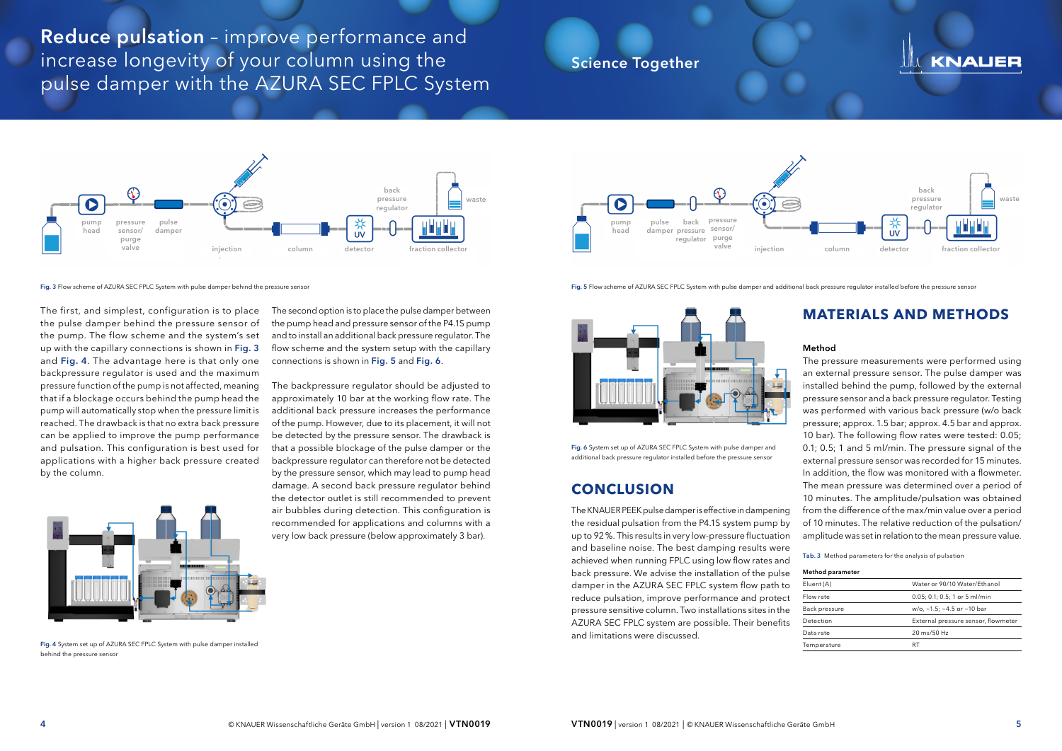# Reduce pulsation – improve performance and increase longevity of your column using the pulse damper with the AZURA SEC FPLC System

Fig. 3 Flow scheme of AZURA SEC FPLC System with pulse damper behind the pressure sensor

The first, and simplest, configuration is to place the pulse damper behind the pressure sensor of the pump. The flow scheme and the system's set up with the capillary connections is shown in Fig. 3 and Fig. 4. The advantage here is that only one backpressure regulator is used and the maximum pressure function of the pump is not affected, meaning that if a blockage occurs behind the pump head the pump will automatically stop when the pressure limit is reached. The drawback is that no extra back pressure can be applied to improve the pump performance and pulsation. This configuration is best used for applications with a higher back pressure created by the column.

Fig. 4 System set up of AZURA SEC FPLC System with pulse damper installed behind the pressure sensor

The second option is to place the pulse damper between the pump head and pressure sensor of the P4.1S pump and to install an additional back pressure regulator. The flow scheme and the system setup with the capillary connections is shown in Fig. 5 and Fig. 6.

The backpressure regulator should be adjusted to approximately 10 bar at the working flow rate. The additional back pressure increases the performance of the pump. However, due to its placement, it will not be detected by the pressure sensor. The drawback is that a possible blockage of the pulse damper or the backpressure regulator can therefore not be detected by the pressure sensor, which may lead to pump head damage. A second back pressure regulator behind the detector outlet is still recommended to prevent air bubbles during detection. This configuration is recommended for applications and columns with a very low back pressure (below approximately 3 bar).

Fig. 5 Flow scheme of AZURA SEC FPLC System with pulse damper and additional back pressure regulator installed before the pressure sensor

Fig. 6 System set up of AZURA SEC FPLC System with pulse damper and additional back pressure regulator installed before the pressure sensor

## CONCLUSION

The KNAUER PEEK pulse damper is effective in dampening the residual pulsation from the P4.1S system pump by up to 92 %. This results in very low-pressure fluctuation and baseline noise. The best damping results were achieved when running FPLC using low flow rates and back pressure. We advise the installation of the pulse damper in the AZURA SEC FPLC system flow path to reduce pulsation, improve performance and protect pressure sensitive column. Two installations sites in the AZURA SEC FPLC system are possible. Their benefits and limitations were discussed.

## MATERIALS AND METHODS

### Method

The pressure measurements were performed using an external pressure sensor. The pulse damper was installed behind the pump, followed by the external pressure sensor and a back pressure regulator. Testing was performed with various back pressure (w/o back pressure; approx. 1.5 bar; approx. 4.5 bar and approx. 10 bar). The following flow rates were tested: 0.05; 0.1; 0.5; 1 and 5 ml/min. The pressure signal of the external pressure sensor was recorded for 15 minutes. In addition, the flow was monitored with a flowmeter. The mean pressure was determined over a period of 10 minutes. The amplitude/pulsation was obtained from the difference of the max/min value over a period of 10 minutes. The relative reduction of the pulsation/amplitude was set in relation to the mean pressure value.

Tab. 3 Method parameters for the analysis of pulsation

| Method parameter | |
|---|---|
| Eluent (A) | Water or 90/10 Water/Ethanol |
| Flow rate | 0.05; 0.1; 0.5; 1 or 5 ml/min |
| Back pressure | w/o, ~1.5; ~4.5 or ~10 bar |
| Detection | External pressure sensor, flowmeter |
| Data rate | 20 ms/50 Hz |
| Temperature | RT |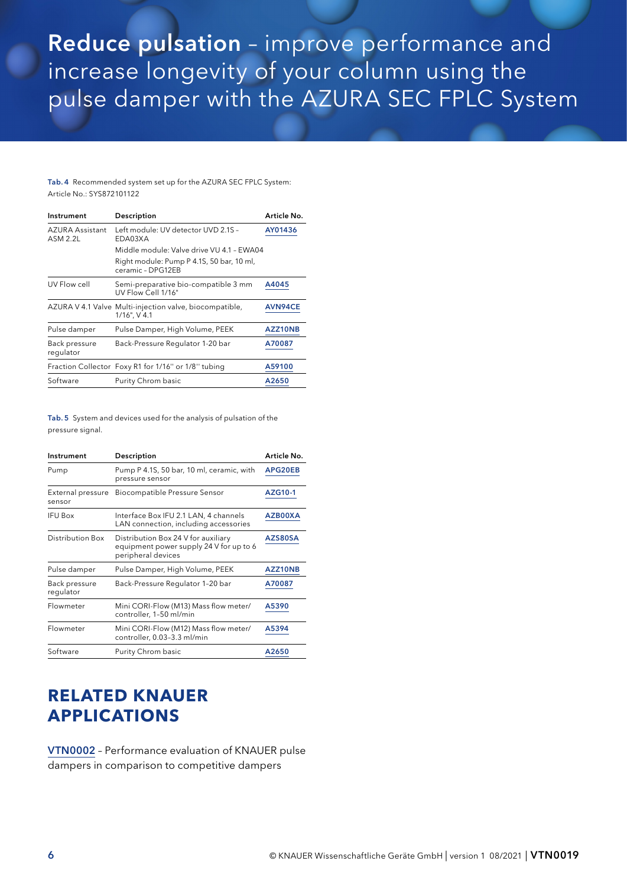# **Reduce pulsation** – improve performance and increase longevity of your column using the pulse damper with the AZURA SEC FPLC System

**Tab. 4** Recommended system set up for the AZURA SEC FPLC System: Article No.: SYS872101122

| Instrument | Description | Article No. |
|---|---|---|
| AZURA Assistant ASM 2.2L | Left module: UV detector UVD 2.1S - EDA03XA | AY01436 |
| | Middle module: Valve drive VU 4.1 - EWA04 | |
| | Right module: Pump P 4.1S, 50 bar, 10 ml, ceramic - DPG12EB | |
| UV Flow cell | Semi-preparative bio-compatible 3 mm UV Flow Cell 1/16" | A4045 |
| AZURA V 4.1 Valve | Multi-injection valve, biocompatible, 1/16", V 4.1 | AVN94CE |
| Pulse damper | Pulse Damper, High Volume, PEEK | AZZ10NB |
| Back pressure regulator | Back-Pressure Regulator 1-20 bar | A70087 |
| Fraction Collector | Foxy R1 for 1/16" or 1/8" tubing | A59100 |
| Software | Purity Chrom basic | A2650 |

**Tab. 5** System and devices used for the analysis of pulsation of the pressure signal.

| Instrument | Description | Article No. |
|---|---|---|
| Pump | Pump P 4.1S, 50 bar, 10 ml, ceramic, with pressure sensor | APG20EB |
| External pressure sensor | Biocompatible Pressure Sensor | AZG10-1 |
| IFU Box | Interface Box IFU 2.1 LAN, 4 channels LAN connection, including accessories | AZB00XA |
| Distribution Box | Distribution Box 24 V for auxiliary equipment power supply 24 V for up to 6 peripheral devices | AZS80SA |
| Pulse damper | Pulse Damper, High Volume, PEEK | AZZ10NB |
| Back pressure regulator | Back-Pressure Regulator 1-20 bar | A70087 |
| Flowmeter | Mini CORI-Flow (M13) Mass flow meter/controller, 1-50 ml/min | A5390 |
| Flowmeter | Mini CORI-Flow (M12) Mass flow meter/controller, 0.03-3.3 ml/min | A5394 |
| Software | Purity Chrom basic | A2650 |

## RELATED KNAUER APPLICATIONS

VTN0002 – Performance evaluation of KNAUER pulse dampers in comparison to competitive dampers